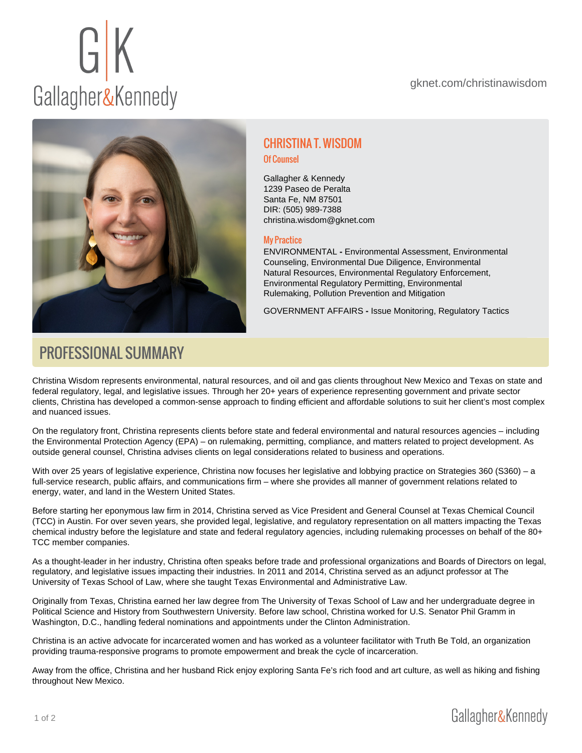gknet.com/christinawisdom

# CHRISTINA T. WISDOM

**Of Counsel**

Gallagher & Kennedy
1239 Paseo de Peralta
Santa Fe, NM 87501
DIR: (505) 989-7388
christina.wisdom@gknet.com

### My Practice

ENVIRONMENTAL **-** Environmental Assessment, Environmental Counseling, Environmental Due Diligence, Environmental Natural Resources, Environmental Regulatory Enforcement, Environmental Regulatory Permitting, Environmental Rulemaking, Pollution Prevention and Mitigation

GOVERNMENT AFFAIRS **-** Issue Monitoring, Regulatory Tactics

## PROFESSIONAL SUMMARY

Christina Wisdom represents environmental, natural resources, and oil and gas clients throughout New Mexico and Texas on state and federal regulatory, legal, and legislative issues. Through her 20+ years of experience representing government and private sector clients, Christina has developed a common-sense approach to finding efficient and affordable solutions to suit her client's most complex and nuanced issues.

On the regulatory front, Christina represents clients before state and federal environmental and natural resources agencies – including the Environmental Protection Agency (EPA) – on rulemaking, permitting, compliance, and matters related to project development. As outside general counsel, Christina advises clients on legal considerations related to business and operations.

With over 25 years of legislative experience, Christina now focuses her legislative and lobbying practice on Strategies 360 (S360) – a full-service research, public affairs, and communications firm – where she provides all manner of government relations related to energy, water, and land in the Western United States.

Before starting her eponymous law firm in 2014, Christina served as Vice President and General Counsel at Texas Chemical Council (TCC) in Austin. For over seven years, she provided legal, legislative, and regulatory representation on all matters impacting the Texas chemical industry before the legislature and state and federal regulatory agencies, including rulemaking processes on behalf of the 80+ TCC member companies.

As a thought-leader in her industry, Christina often speaks before trade and professional organizations and Boards of Directors on legal, regulatory, and legislative issues impacting their industries. In 2011 and 2014, Christina served as an adjunct professor at The University of Texas School of Law, where she taught Texas Environmental and Administrative Law.

Originally from Texas, Christina earned her law degree from The University of Texas School of Law and her undergraduate degree in Political Science and History from Southwestern University. Before law school, Christina worked for U.S. Senator Phil Gramm in Washington, D.C., handling federal nominations and appointments under the Clinton Administration.

Christina is an active advocate for incarcerated women and has worked as a volunteer facilitator with Truth Be Told, an organization providing trauma-responsive programs to promote empowerment and break the cycle of incarceration.

Away from the office, Christina and her husband Rick enjoy exploring Santa Fe's rich food and art culture, as well as hiking and fishing throughout New Mexico.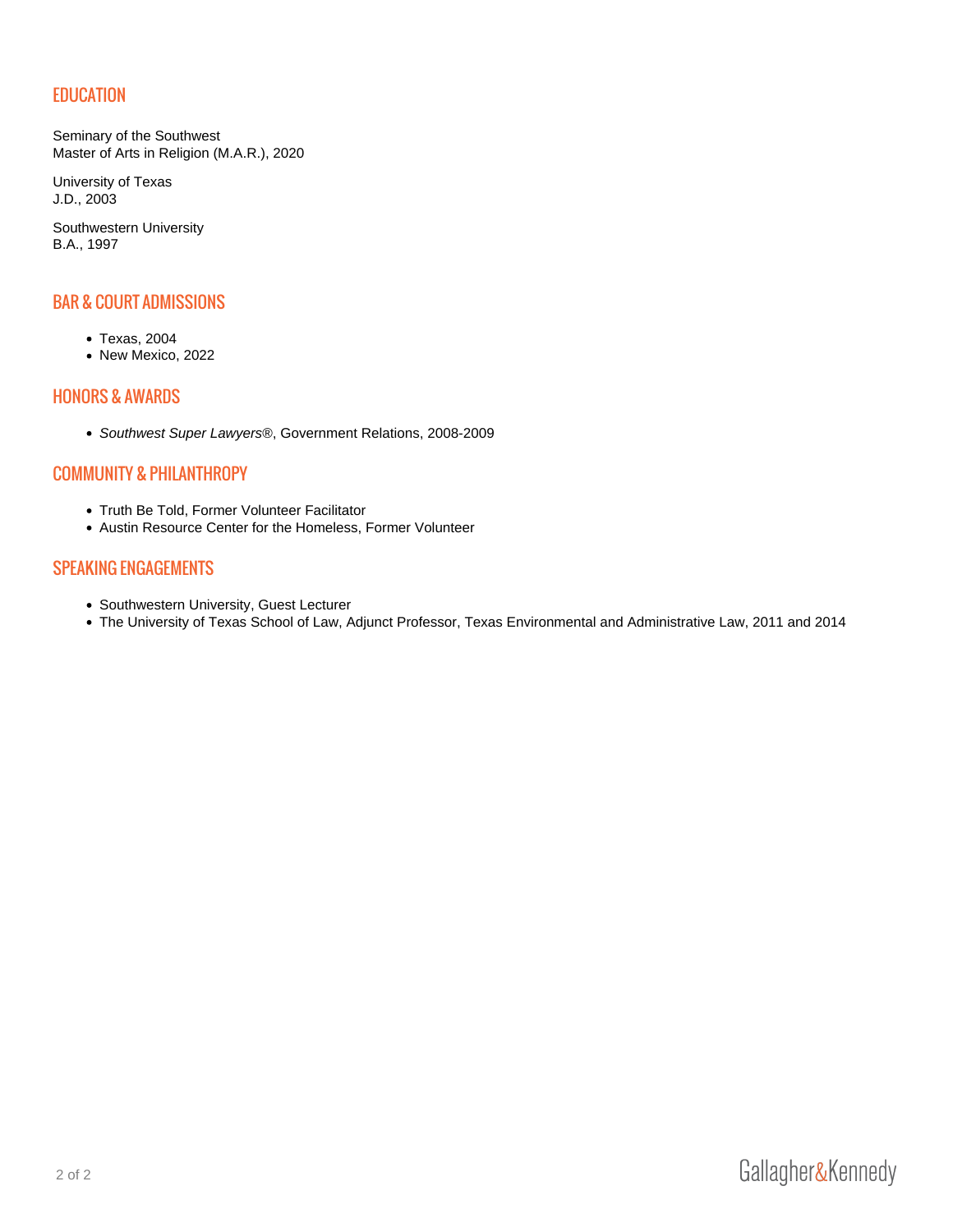## EDUCATION

Seminary of the Southwest
Master of Arts in Religion (M.A.R.), 2020

University of Texas
J.D., 2003

Southwestern University
B.A., 1997

## BAR & COURT ADMISSIONS

- Texas, 2004
- New Mexico, 2022

## HONORS & AWARDS

- *Southwest Super Lawyers®*, Government Relations, 2008-2009

## COMMUNITY & PHILANTHROPY

- Truth Be Told, Former Volunteer Facilitator
- Austin Resource Center for the Homeless, Former Volunteer

## SPEAKING ENGAGEMENTS

- Southwestern University, Guest Lecturer
- The University of Texas School of Law, Adjunct Professor, Texas Environmental and Administrative Law, 2011 and 2014